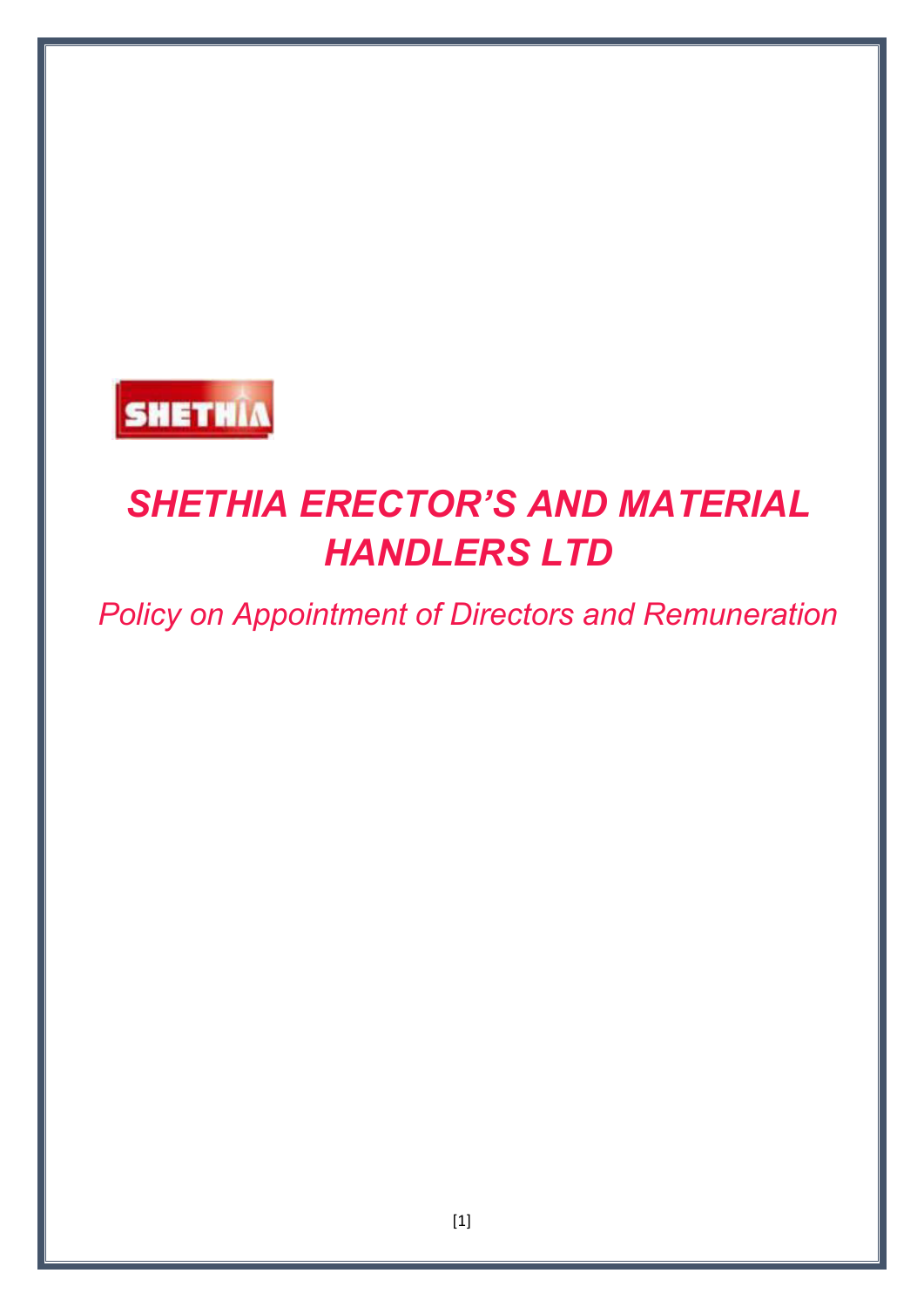# SHETHIA ERECTOR'S AND MATERIAL HANDLERS LTD

*Policy on Appointment of Directors and Remuneration*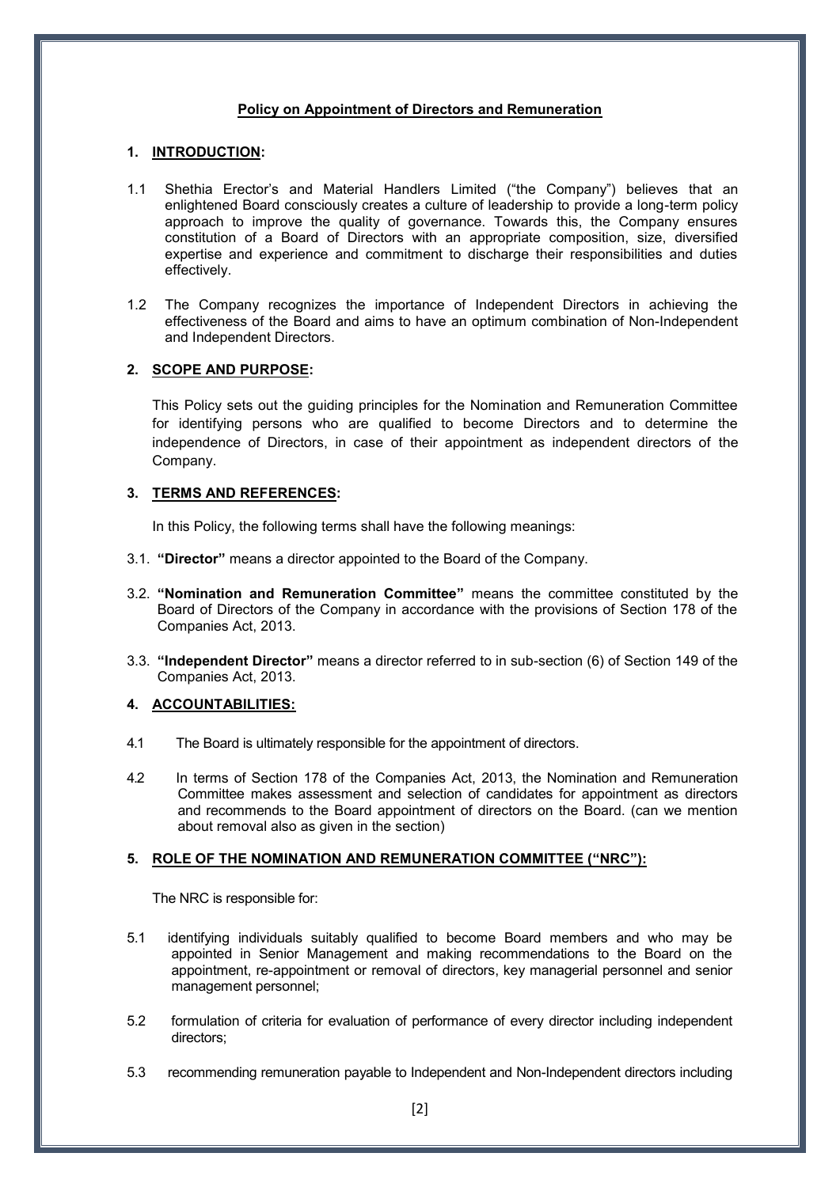## Policy on Appointment of Directors and Remuneration

### 1. INTRODUCTION:

1.1 Shethia Erector's and Material Handlers Limited ("the Company") believes that an enlightened Board consciously creates a culture of leadership to provide a long-term policy approach to improve the quality of governance. Towards this, the Company ensures constitution of a Board of Directors with an appropriate composition, size, diversified expertise and experience and commitment to discharge their responsibilities and duties effectively.

1.2 The Company recognizes the importance of Independent Directors in achieving the effectiveness of the Board and aims to have an optimum combination of Non-Independent and Independent Directors.

### 2. SCOPE AND PURPOSE:

This Policy sets out the guiding principles for the Nomination and Remuneration Committee for identifying persons who are qualified to become Directors and to determine the independence of Directors, in case of their appointment as independent directors of the Company.

### 3. TERMS AND REFERENCES:

In this Policy, the following terms shall have the following meanings:

3.1. **"Director"** means a director appointed to the Board of the Company.

3.2. **"Nomination and Remuneration Committee"** means the committee constituted by the Board of Directors of the Company in accordance with the provisions of Section 178 of the Companies Act, 2013.

3.3. **"Independent Director"** means a director referred to in sub-section (6) of Section 149 of the Companies Act, 2013.

### 4. ACCOUNTABILITIES:

4.1 The Board is ultimately responsible for the appointment of directors.

4.2 In terms of Section 178 of the Companies Act, 2013, the Nomination and Remuneration Committee makes assessment and selection of candidates for appointment as directors and recommends to the Board appointment of directors on the Board. (can we mention about removal also as given in the section)

### 5. ROLE OF THE NOMINATION AND REMUNERATION COMMITTEE ("NRC"):

The NRC is responsible for:

5.1 identifying individuals suitably qualified to become Board members and who may be appointed in Senior Management and making recommendations to the Board on the appointment, re-appointment or removal of directors, key managerial personnel and senior management personnel;

5.2 formulation of criteria for evaluation of performance of every director including independent directors;

5.3 recommending remuneration payable to Independent and Non-Independent directors including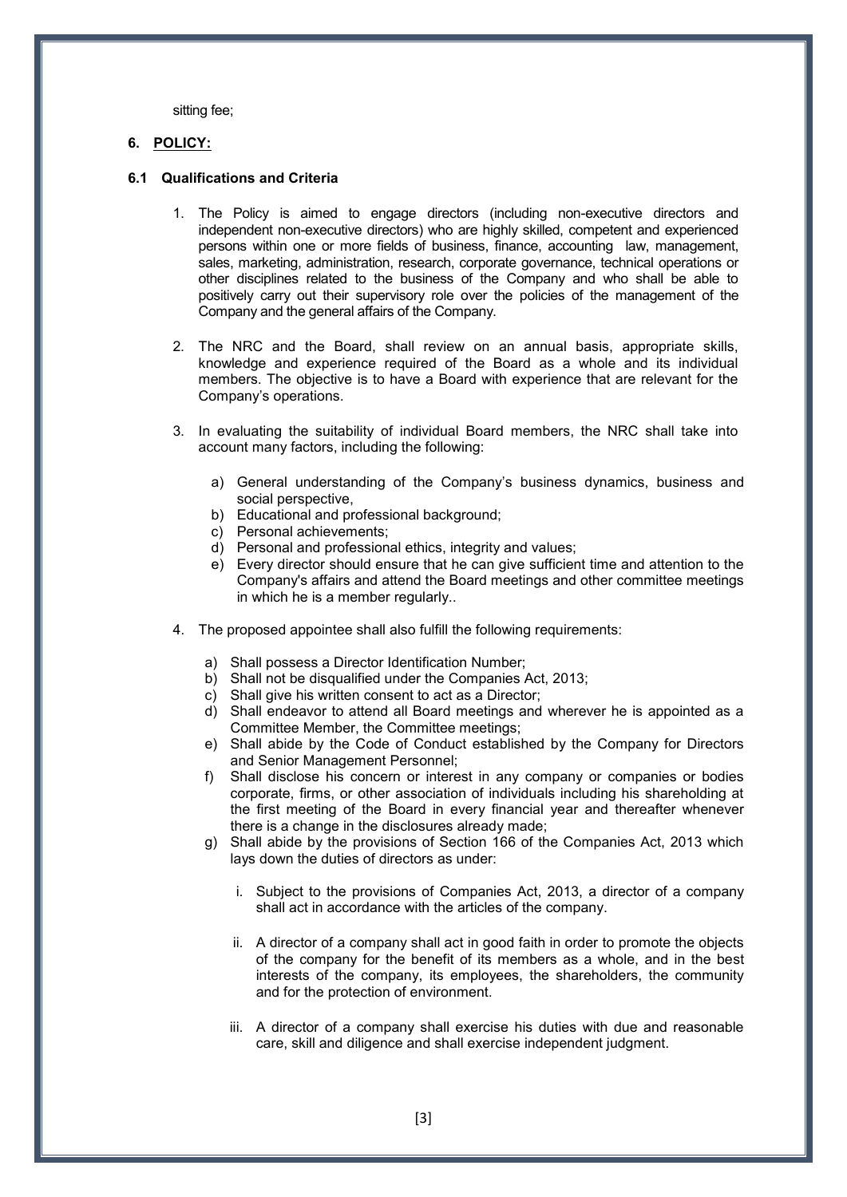sitting fee;

## 6. POLICY:

### 6.1 Qualifications and Criteria

1. The Policy is aimed to engage directors (including non-executive directors and independent non-executive directors) who are highly skilled, competent and experienced persons within one or more fields of business, finance, accounting law, management, sales, marketing, administration, research, corporate governance, technical operations or other disciplines related to the business of the Company and who shall be able to positively carry out their supervisory role over the policies of the management of the Company and the general affairs of the Company.

2. The NRC and the Board, shall review on an annual basis, appropriate skills, knowledge and experience required of the Board as a whole and its individual members. The objective is to have a Board with experience that are relevant for the Company's operations.

3. In evaluating the suitability of individual Board members, the NRC shall take into account many factors, including the following:

   a) General understanding of the Company's business dynamics, business and social perspective,
   b) Educational and professional background;
   c) Personal achievements;
   d) Personal and professional ethics, integrity and values;
   e) Every director should ensure that he can give sufficient time and attention to the Company's affairs and attend the Board meetings and other committee meetings in which he is a member regularly..

4. The proposed appointee shall also fulfill the following requirements:

   a) Shall possess a Director Identification Number;
   b) Shall not be disqualified under the Companies Act, 2013;
   c) Shall give his written consent to act as a Director;
   d) Shall endeavor to attend all Board meetings and wherever he is appointed as a Committee Member, the Committee meetings;
   e) Shall abide by the Code of Conduct established by the Company for Directors and Senior Management Personnel;
   f) Shall disclose his concern or interest in any company or companies or bodies corporate, firms, or other association of individuals including his shareholding at the first meeting of the Board in every financial year and thereafter whenever there is a change in the disclosures already made;
   g) Shall abide by the provisions of Section 166 of the Companies Act, 2013 which lays down the duties of directors as under:

      i. Subject to the provisions of Companies Act, 2013, a director of a company shall act in accordance with the articles of the company.

      ii. A director of a company shall act in good faith in order to promote the objects of the company for the benefit of its members as a whole, and in the best interests of the company, its employees, the shareholders, the community and for the protection of environment.

      iii. A director of a company shall exercise his duties with due and reasonable care, skill and diligence and shall exercise independent judgment.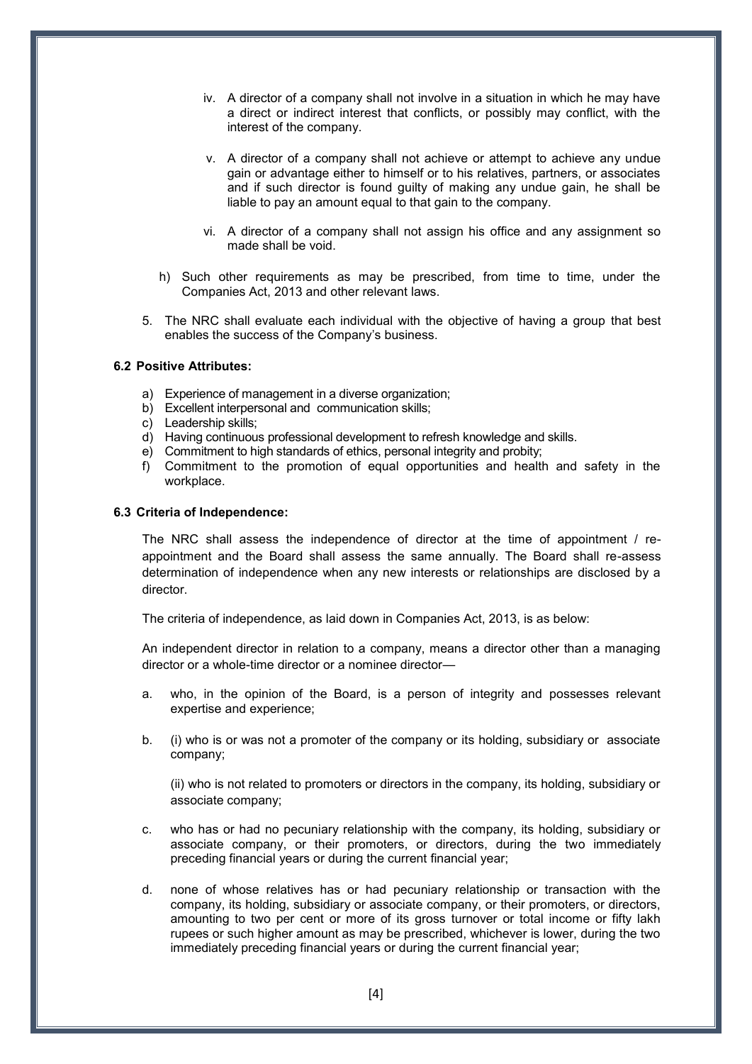iv. A director of a company shall not involve in a situation in which he may have a direct or indirect interest that conflicts, or possibly may conflict, with the interest of the company.

v. A director of a company shall not achieve or attempt to achieve any undue gain or advantage either to himself or to his relatives, partners, or associates and if such director is found guilty of making any undue gain, he shall be liable to pay an amount equal to that gain to the company.

vi. A director of a company shall not assign his office and any assignment so made shall be void.

h) Such other requirements as may be prescribed, from time to time, under the Companies Act, 2013 and other relevant laws.

5. The NRC shall evaluate each individual with the objective of having a group that best enables the success of the Company's business.

**6.2 Positive Attributes:**

a) Experience of management in a diverse organization;
b) Excellent interpersonal and communication skills;
c) Leadership skills;
d) Having continuous professional development to refresh knowledge and skills.
e) Commitment to high standards of ethics, personal integrity and probity;
f) Commitment to the promotion of equal opportunities and health and safety in the workplace.

**6.3 Criteria of Independence:**

The NRC shall assess the independence of director at the time of appointment / re-appointment and the Board shall assess the same annually. The Board shall re-assess determination of independence when any new interests or relationships are disclosed by a director.

The criteria of independence, as laid down in Companies Act, 2013, is as below:

An independent director in relation to a company, means a director other than a managing director or a whole-time director or a nominee director—

a. who, in the opinion of the Board, is a person of integrity and possesses relevant expertise and experience;

b. (i) who is or was not a promoter of the company or its holding, subsidiary or associate company;

(ii) who is not related to promoters or directors in the company, its holding, subsidiary or associate company;

c. who has or had no pecuniary relationship with the company, its holding, subsidiary or associate company, or their promoters, or directors, during the two immediately preceding financial years or during the current financial year;

d. none of whose relatives has or had pecuniary relationship or transaction with the company, its holding, subsidiary or associate company, or their promoters, or directors, amounting to two per cent or more of its gross turnover or total income or fifty lakh rupees or such higher amount as may be prescribed, whichever is lower, during the two immediately preceding financial years or during the current financial year;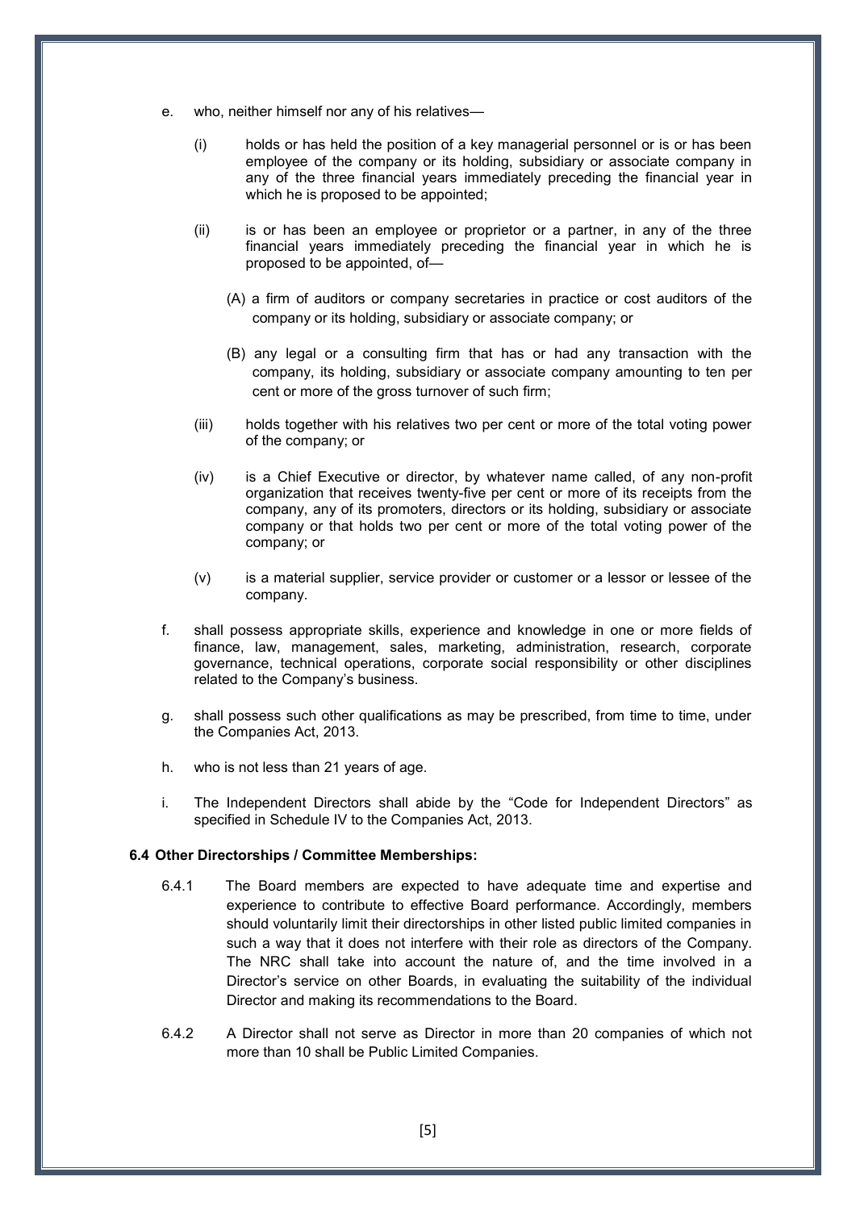e. who, neither himself nor any of his relatives—

   (i) holds or has held the position of a key managerial personnel or is or has been employee of the company or its holding, subsidiary or associate company in any of the three financial years immediately preceding the financial year in which he is proposed to be appointed;

   (ii) is or has been an employee or proprietor or a partner, in any of the three financial years immediately preceding the financial year in which he is proposed to be appointed, of—

      (A) a firm of auditors or company secretaries in practice or cost auditors of the company or its holding, subsidiary or associate company; or

      (B) any legal or a consulting firm that has or had any transaction with the company, its holding, subsidiary or associate company amounting to ten per cent or more of the gross turnover of such firm;

   (iii) holds together with his relatives two per cent or more of the total voting power of the company; or

   (iv) is a Chief Executive or director, by whatever name called, of any non-profit organization that receives twenty-five per cent or more of its receipts from the company, any of its promoters, directors or its holding, subsidiary or associate company or that holds two per cent or more of the total voting power of the company; or

   (v) is a material supplier, service provider or customer or a lessor or lessee of the company.

f. shall possess appropriate skills, experience and knowledge in one or more fields of finance, law, management, sales, marketing, administration, research, corporate governance, technical operations, corporate social responsibility or other disciplines related to the Company's business.

g. shall possess such other qualifications as may be prescribed, from time to time, under the Companies Act, 2013.

h. who is not less than 21 years of age.

i. The Independent Directors shall abide by the "Code for Independent Directors" as specified in Schedule IV to the Companies Act, 2013.

**6.4 Other Directorships / Committee Memberships:**

6.4.1 The Board members are expected to have adequate time and expertise and experience to contribute to effective Board performance. Accordingly, members should voluntarily limit their directorships in other listed public limited companies in such a way that it does not interfere with their role as directors of the Company. The NRC shall take into account the nature of, and the time involved in a Director's service on other Boards, in evaluating the suitability of the individual Director and making its recommendations to the Board.

6.4.2 A Director shall not serve as Director in more than 20 companies of which not more than 10 shall be Public Limited Companies.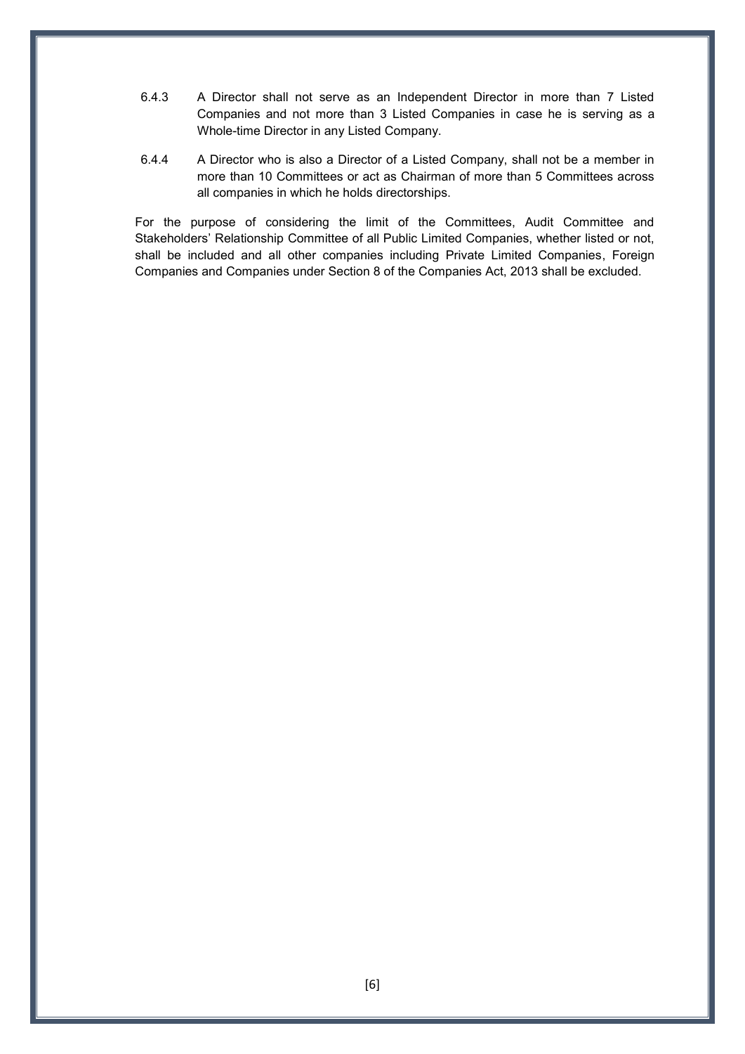6.4.3 A Director shall not serve as an Independent Director in more than 7 Listed Companies and not more than 3 Listed Companies in case he is serving as a Whole-time Director in any Listed Company.

6.4.4 A Director who is also a Director of a Listed Company, shall not be a member in more than 10 Committees or act as Chairman of more than 5 Committees across all companies in which he holds directorships.

For the purpose of considering the limit of the Committees, Audit Committee and Stakeholders' Relationship Committee of all Public Limited Companies, whether listed or not, shall be included and all other companies including Private Limited Companies, Foreign Companies and Companies under Section 8 of the Companies Act, 2013 shall be excluded.